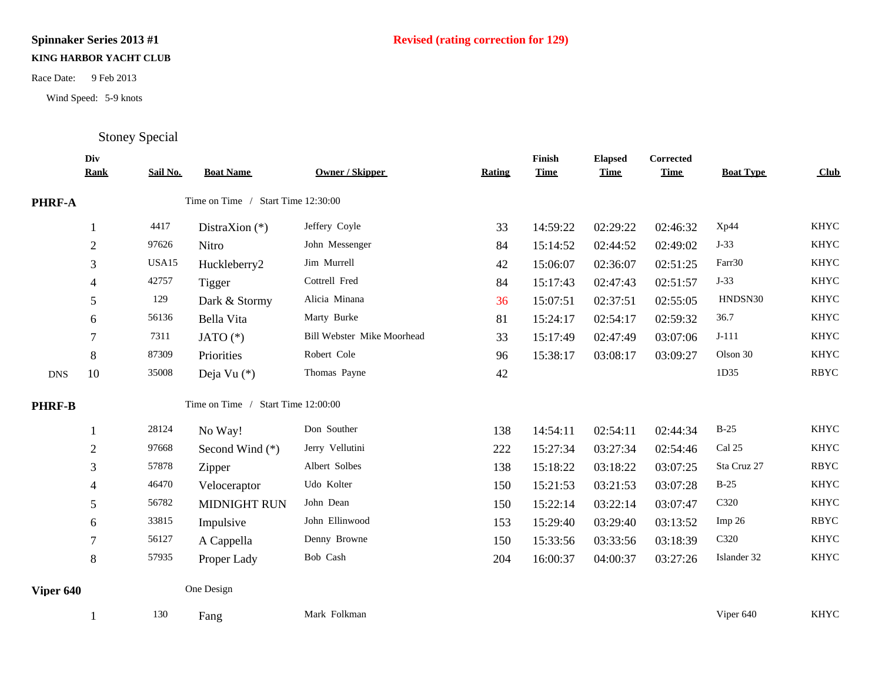**Spinnaker Series 2013 #1**

**Revised (rating correction for 129)**

**KING HARBOR YACHT CLUB**

Race Date: 9 Feb 2013

Wind Speed: 5-9 knots

## Stoney Special

| | Div Rank | Sail No. | Boat Name | Owner / Skipper | Rating | Finish Time | Elapsed Time | Corrected Time | Boat Type | Club |
|---|---|---|---|---|---|---|---|---|---|---|
| **PHRF-A** | | | Time on Time / Start Time 12:30:00 | | | | | | | |
| | 1 | 4417 | DistraXion (*) | Jeffery Coyle | 33 | 14:59:22 | 02:29:22 | 02:46:32 | Xp44 | KHYC |
| | 2 | 97626 | Nitro | John Messenger | 84 | 15:14:52 | 02:44:52 | 02:49:02 | J-33 | KHYC |
| | 3 | USA15 | Huckleberry2 | Jim Murrell | 42 | 15:06:07 | 02:36:07 | 02:51:25 | Farr30 | KHYC |
| | 4 | 42757 | Tigger | Cottrell Fred | 84 | 15:17:43 | 02:47:43 | 02:51:57 | J-33 | KHYC |
| | 5 | 129 | Dark & Stormy | Alicia Minana | 36 | 15:07:51 | 02:37:51 | 02:55:05 | HNDSN30 | KHYC |
| | 6 | 56136 | Bella Vita | Marty Burke | 81 | 15:24:17 | 02:54:17 | 02:59:32 | 36.7 | KHYC |
| | 7 | 7311 | JATO (*) | Bill Webster Mike Moorhead | 33 | 15:17:49 | 02:47:49 | 03:07:06 | J-111 | KHYC |
| | 8 | 87309 | Priorities | Robert Cole | 96 | 15:38:17 | 03:08:17 | 03:09:27 | Olson 30 | KHYC |
| DNS | 10 | 35008 | Deja Vu (*) | Thomas Payne | 42 | | | | 1D35 | RBYC |
| **PHRF-B** | | | Time on Time / Start Time 12:00:00 | | | | | | | |
| | 1 | 28124 | No Way! | Don Souther | 138 | 14:54:11 | 02:54:11 | 02:44:34 | B-25 | KHYC |
| | 2 | 97668 | Second Wind (*) | Jerry Vellutini | 222 | 15:27:34 | 03:27:34 | 02:54:46 | Cal 25 | KHYC |
| | 3 | 57878 | Zipper | Albert Solbes | 138 | 15:18:22 | 03:18:22 | 03:07:25 | Sta Cruz 27 | RBYC |
| | 4 | 46470 | Veloceraptor | Udo Kolter | 150 | 15:21:53 | 03:21:53 | 03:07:28 | B-25 | KHYC |
| | 5 | 56782 | MIDNIGHT RUN | John Dean | 150 | 15:22:14 | 03:22:14 | 03:07:47 | C320 | KHYC |
| | 6 | 33815 | Impulsive | John Ellinwood | 153 | 15:29:40 | 03:29:40 | 03:13:52 | Imp 26 | RBYC |
| | 7 | 56127 | A Cappella | Denny Browne | 150 | 15:33:56 | 03:33:56 | 03:18:39 | C320 | KHYC |
| | 8 | 57935 | Proper Lady | Bob Cash | 204 | 16:00:37 | 04:00:37 | 03:27:26 | Islander 32 | KHYC |
| **Viper 640** | | | One Design | | | | | | | |
| | 1 | 130 | Fang | Mark Folkman | | | | | Viper 640 | KHYC |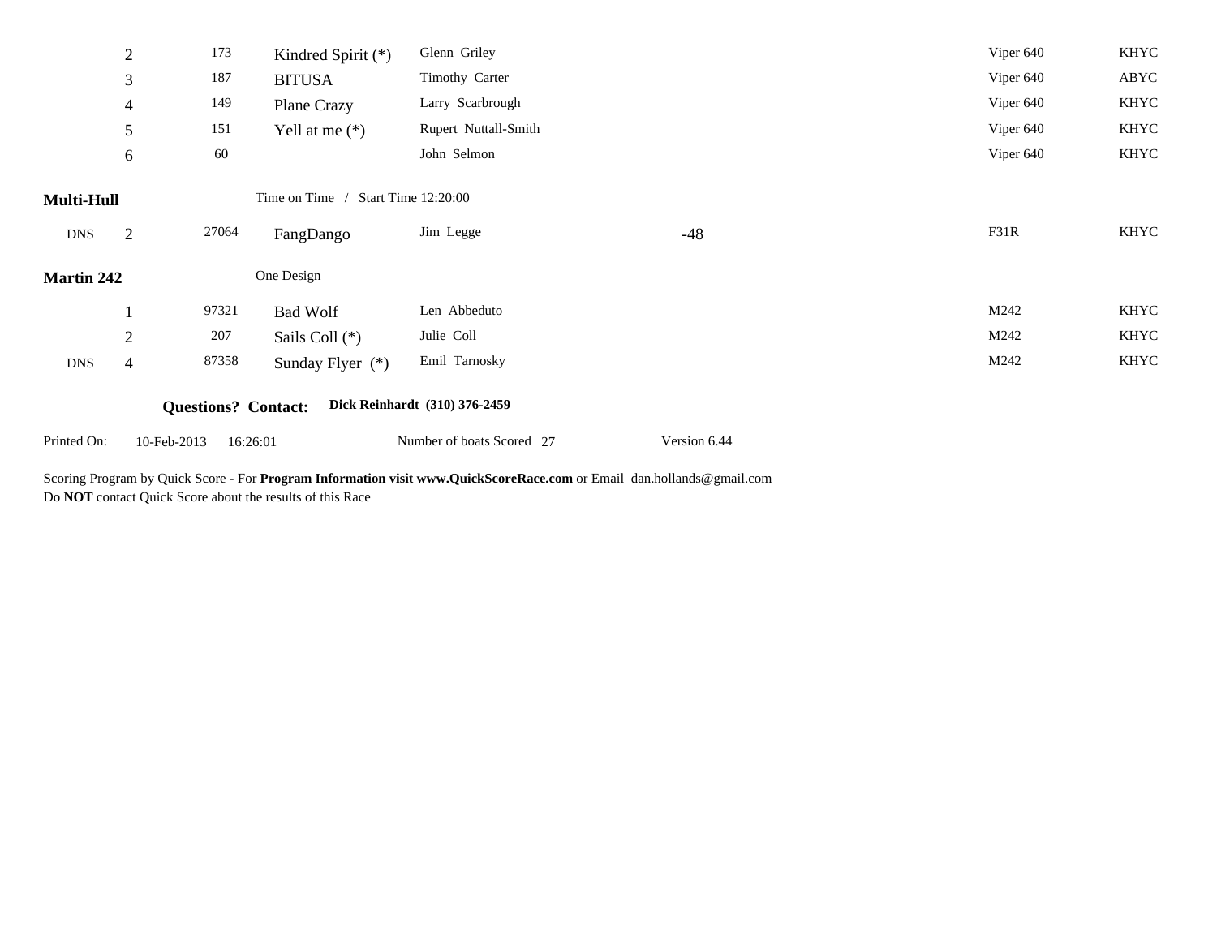| | | | | | | | |
|---|---|---|---|---|---|---|---|
| | 2 | 173 | Kindred Spirit (*) | Glenn Griley | | Viper 640 | KHYC |
| | 3 | 187 | BITUSA | Timothy Carter | | Viper 640 | ABYC |
| | 4 | 149 | Plane Crazy | Larry Scarbrough | | Viper 640 | KHYC |
| | 5 | 151 | Yell at me (*) | Rupert Nuttall-Smith | | Viper 640 | KHYC |
| | 6 | 60 | | John Selmon | | Viper 640 | KHYC |

**Multi-Hull** Time on Time / Start Time 12:20:00

| | | | | | | | |
|---|---|---|---|---|---|---|---|
| DNS | 2 | 27064 | FangDango | Jim Legge | -48 | F31R | KHYC |

**Martin 242** One Design

| | | | | | | |
|---|---|---|---|---|---|---|
| | 1 | 97321 | Bad Wolf | Len Abbeduto | M242 | KHYC |
| | 2 | 207 | Sails Coll (*) | Julie Coll | M242 | KHYC |
| DNS | 4 | 87358 | Sunday Flyer (*) | Emil Tarnosky | M242 | KHYC |

**Questions? Contact:** **Dick Reinhardt (310) 376-2459**

Printed On: 10-Feb-2013 16:26:01 Number of boats Scored 27 Version 6.44

Scoring Program by Quick Score - For **Program Information visit www.QuickScoreRace.com** or Email dan.hollands@gmail.com
Do **NOT** contact Quick Score about the results of this Race